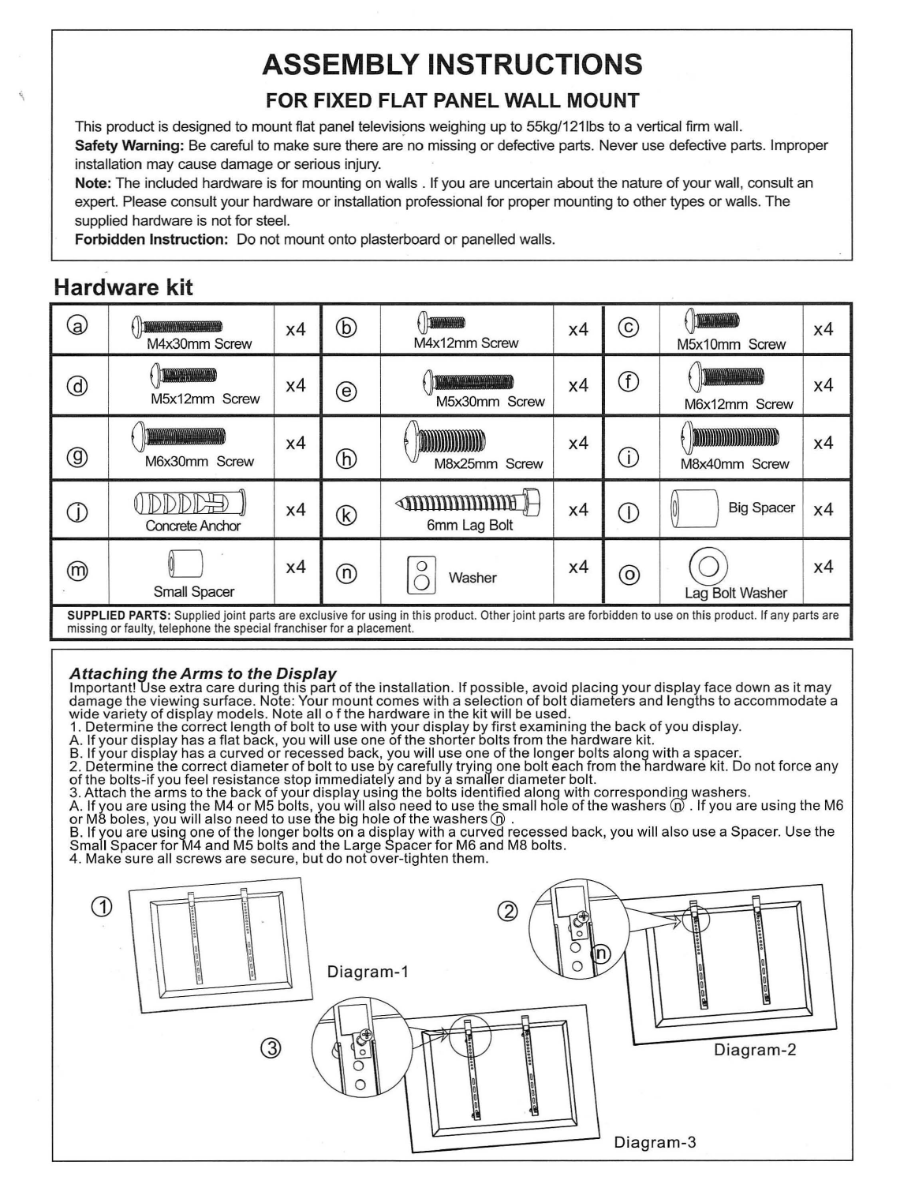# ASSEMBLY INSTRUCTIONS

## FOR FIXED FLAT PANEL WALL MOUNT

This product is designed to mount flat panel televisions weighing up to 55kg/121lbs to a vertical firm wall.

**Safety Warning:** Be careful to make sure there are no missing or defective parts. Never use defective parts. Improper installation may cause damage or serious injury.

**Note:** The included hardware is for mounting on walls . If you are uncertain about the nature of your wall, consult an expert. Please consult your hardware or installation professional for proper mounting to other types or walls. The supplied hardware is not for steel.

**Forbidden Instruction:** Do not mount onto plasterboard or panelled walls.

## Hardware kit

| | | | | | | | | |
|---|---|---|---|---|---|---|---|---|
| ⓐ | M4x30mm Screw | x4 | ⓑ | M4x12mm Screw | x4 | ⓒ | M5x10mm Screw | x4 |
| ⓓ | M5x12mm Screw | x4 | ⓔ | M5x30mm Screw | x4 | ⓕ | M6x12mm Screw | x4 |
| ⓖ | M6x30mm Screw | x4 | ⓗ | M8x25mm Screw | x4 | ⓘ | M8x40mm Screw | x4 |
| ⓙ | Concrete Anchor | x4 | ⓚ | 6mm Lag Bolt | x4 | ⓛ | Big Spacer | x4 |
| ⓜ | Small Spacer | x4 | ⓝ | Washer | x4 | ⓞ | Lag Bolt Washer | x4 |

**SUPPLIED PARTS:** Supplied joint parts are exclusive for using in this product. Other joint parts are forbidden to use on this product. If any parts are missing or faulty, telephone the special franchiser for a placement.

### *Attaching the Arms to the Display*

Important! Use extra care during this part of the installation. If possible, avoid placing your display face down as it may damage the viewing surface. Note: Your mount comes with a selection of bolt diameters and lengths to accommodate a wide variety of display models. Note all o f the hardware in the kit will be used.

1. Determine the correct length of bolt to use with your display by first examining the back of you display.
   A. If your display has a flat back, you will use one of the shorter bolts from the hardware kit.
   B. If your display has a curved or recessed back, you will use one of the longer bolts along with a spacer.
2. Determine the correct diameter of bolt to use by carefully trying one bolt each from the hardware kit. Do not force any of the bolts-if you feel resistance stop immediately and by a smaller diameter bolt.
3. Attach the arms to the back of your display using the bolts identified along with corresponding washers.
   A. If you are using the M4 or M5 bolts, you will also need to use the small hole of the washers ⓝ . If you are using the M6 or M8 boles, you will also need to use the big hole of the washers ⓝ .
   B. If you are using one of the longer bolts on a display with a curved recessed back, you will also use a Spacer. Use the Small Spacer for M4 and M5 bolts and the Large Spacer for M6 and M8 bolts.
4. Make sure all screws are secure, but do not over-tighten them.

① Diagram-1

② Diagram-2

③ Diagram-3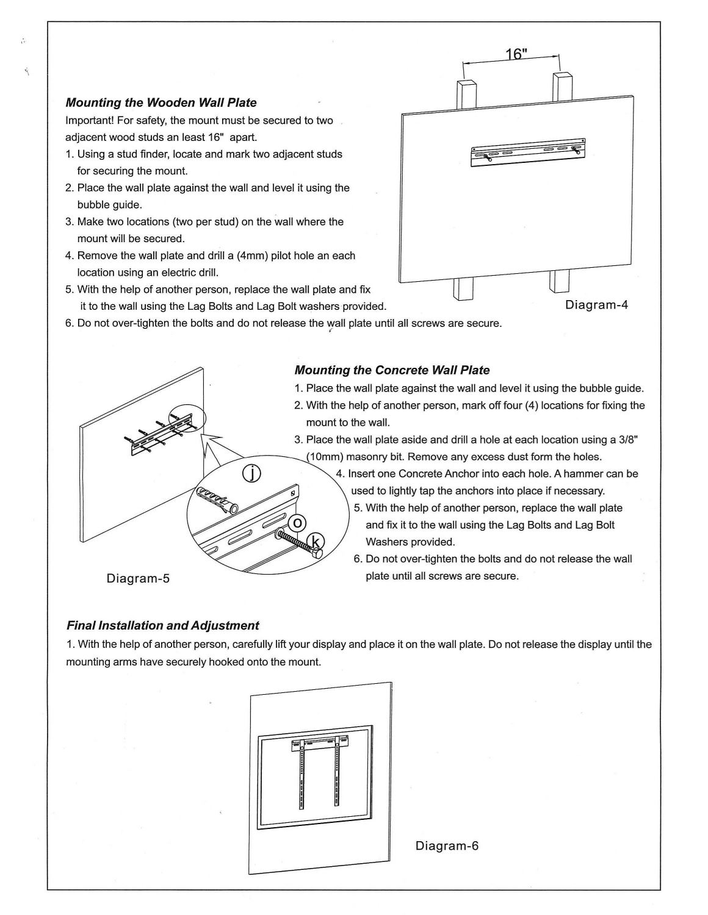### *Mounting the Wooden Wall Plate*

Important! For safety, the mount must be secured to two adjacent wood studs an least 16" apart.

1. Using a stud finder, locate and mark two adjacent studs for securing the mount.
2. Place the wall plate against the wall and level it using the bubble guide.
3. Make two locations (two per stud) on the wall where the mount will be secured.
4. Remove the wall plate and drill a (4mm) pilot hole an each location using an electric drill.
5. With the help of another person, replace the wall plate and fix it to the wall using the Lag Bolts and Lag Bolt washers provided.
6. Do not over-tighten the bolts and do not release the wall plate until all screws are secure.

16"

Diagram-4

### *Mounting the Concrete Wall Plate*

1. Place the wall plate against the wall and level it using the bubble guide.
2. With the help of another person, mark off four (4) locations for fixing the mount to the wall.
3. Place the wall plate aside and drill a hole at each location using a 3/8" (10mm) masonry bit. Remove any excess dust form the holes.
4. Insert one Concrete Anchor into each hole. A hammer can be used to lightly tap the anchors into place if necessary.
5. With the help of another person, replace the wall plate and fix it to the wall using the Lag Bolts and Lag Bolt Washers provided.
6. Do not over-tighten the bolts and do not release the wall plate until all screws are secure.

j

o

k

Diagram-5

### *Final Installation and Adjustment*

1. With the help of another person, carefully lift your display and place it on the wall plate. Do not release the display until the mounting arms have securely hooked onto the mount.

Diagram-6